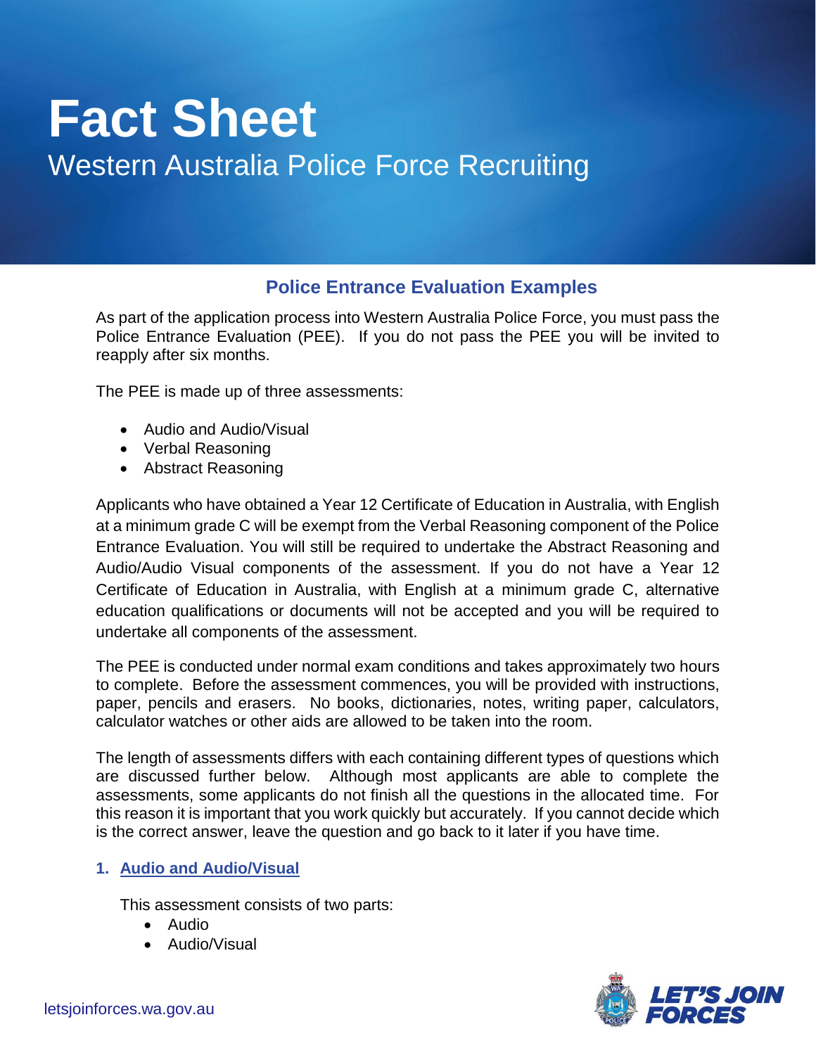# Fact Sheet

## Western Australia Police Force Recruiting

### Police Entrance Evaluation Examples

As part of the application process into Western Australia Police Force, you must pass the Police Entrance Evaluation (PEE). If you do not pass the PEE you will be invited to reapply after six months.

The PEE is made up of three assessments:

- Audio and Audio/Visual
- Verbal Reasoning
- Abstract Reasoning

Applicants who have obtained a Year 12 Certificate of Education in Australia, with English at a minimum grade C will be exempt from the Verbal Reasoning component of the Police Entrance Evaluation. You will still be required to undertake the Abstract Reasoning and Audio/Audio Visual components of the assessment. If you do not have a Year 12 Certificate of Education in Australia, with English at a minimum grade C, alternative education qualifications or documents will not be accepted and you will be required to undertake all components of the assessment.

The PEE is conducted under normal exam conditions and takes approximately two hours to complete. Before the assessment commences, you will be provided with instructions, paper, pencils and erasers. No books, dictionaries, notes, writing paper, calculators, calculator watches or other aids are allowed to be taken into the room.

The length of assessments differs with each containing different types of questions which are discussed further below. Although most applicants are able to complete the assessments, some applicants do not finish all the questions in the allocated time. For this reason it is important that you work quickly but accurately. If you cannot decide which is the correct answer, leave the question and go back to it later if you have time.

#### 1. Audio and Audio/Visual

This assessment consists of two parts:

- Audio
- Audio/Visual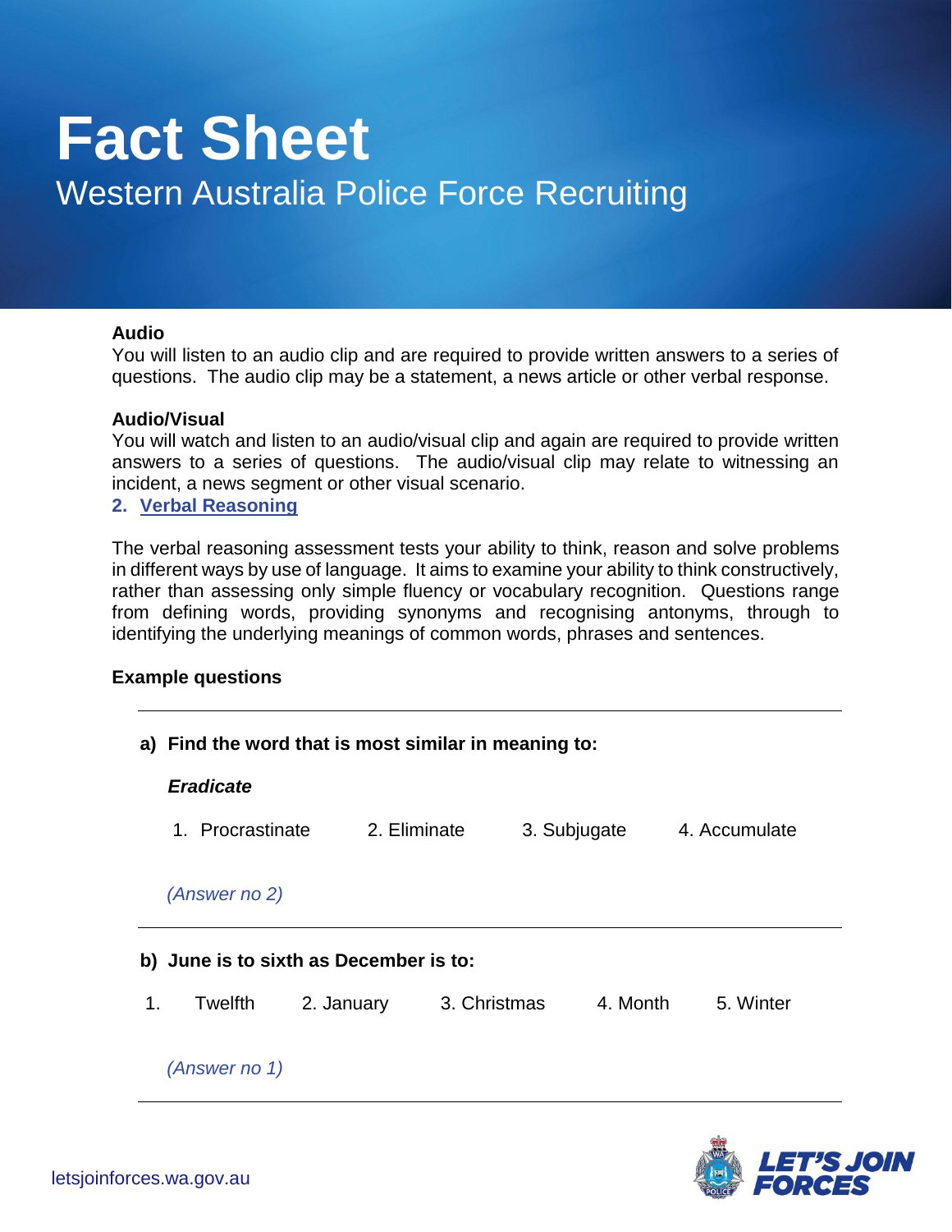# Fact Sheet

Western Australia Police Force Recruiting

**Audio**

You will listen to an audio clip and are required to provide written answers to a series of questions. The audio clip may be a statement, a news article or other verbal response.

**Audio/Visual**

You will watch and listen to an audio/visual clip and again are required to provide written answers to a series of questions. The audio/visual clip may relate to witnessing an incident, a news segment or other visual scenario.

## 2. Verbal Reasoning

The verbal reasoning assessment tests your ability to think, reason and solve problems in different ways by use of language. It aims to examine your ability to think constructively, rather than assessing only simple fluency or vocabulary recognition. Questions range from defining words, providing synonyms and recognising antonyms, through to identifying the underlying meanings of common words, phrases and sentences.

**Example questions**

---

**a) Find the word that is most similar in meaning to:**

***Eradicate***

1. Procrastinate 2. Eliminate 3. Subjugate 4. Accumulate

*(Answer no 2)*

---

**b) June is to sixth as December is to:**

1. Twelfth 2. January 3. Christmas 4. Month 5. Winter

*(Answer no 1)*

---

letsjoinforces.wa.gov.au

LET'S JOIN FORCES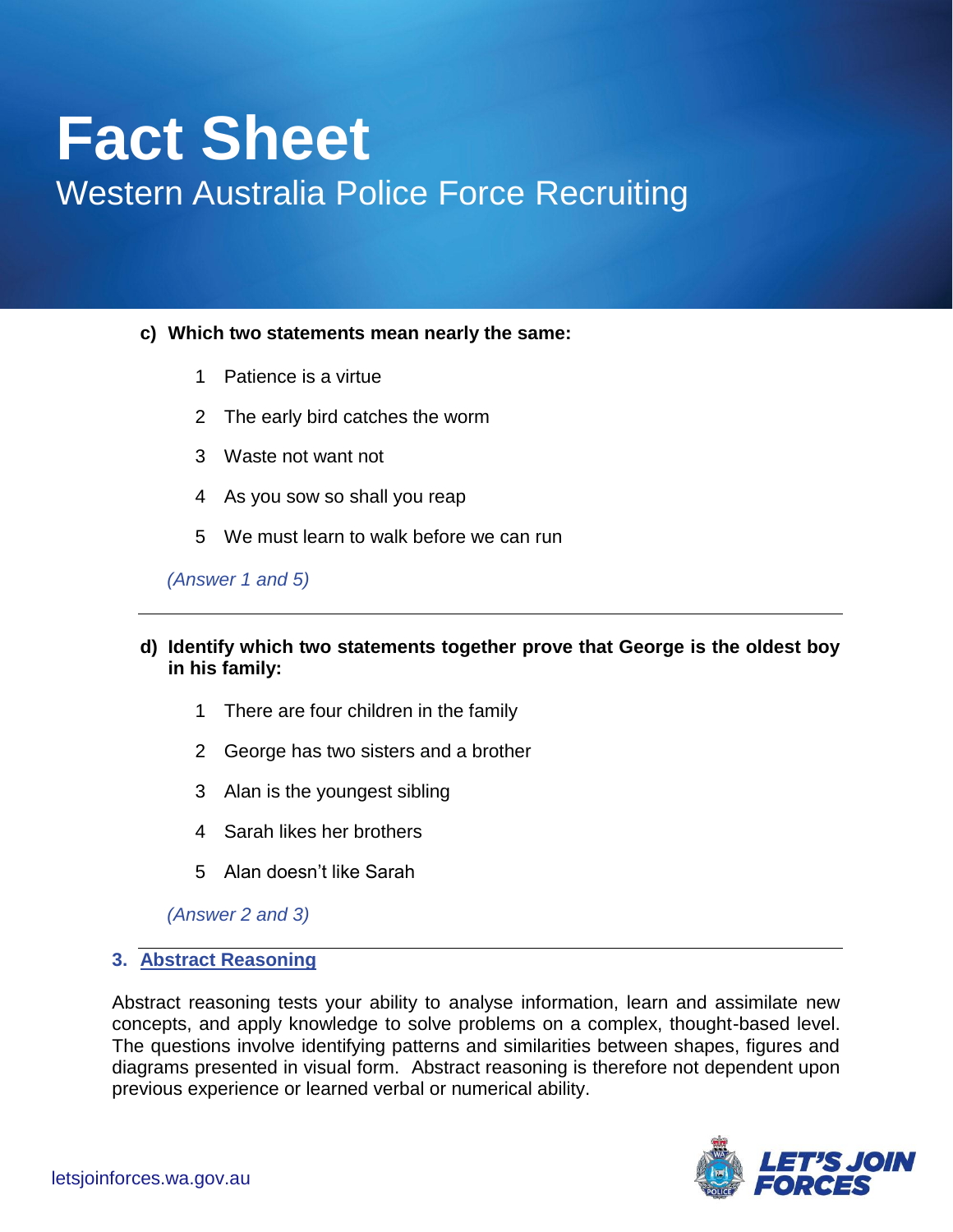**c) Which two statements mean nearly the same:**

1 Patience is a virtue

2 The early bird catches the worm

3 Waste not want not

4 As you sow so shall you reap

5 We must learn to walk before we can run

*(Answer 1 and 5)*

---

**d) Identify which two statements together prove that George is the oldest boy in his family:**

1 There are four children in the family

2 George has two sisters and a brother

3 Alan is the youngest sibling

4 Sarah likes her brothers

5 Alan doesn't like Sarah

*(Answer 2 and 3)*

---

## 3. Abstract Reasoning

Abstract reasoning tests your ability to analyse information, learn and assimilate new concepts, and apply knowledge to solve problems on a complex, thought-based level. The questions involve identifying patterns and similarities between shapes, figures and diagrams presented in visual form. Abstract reasoning is therefore not dependent upon previous experience or learned verbal or numerical ability.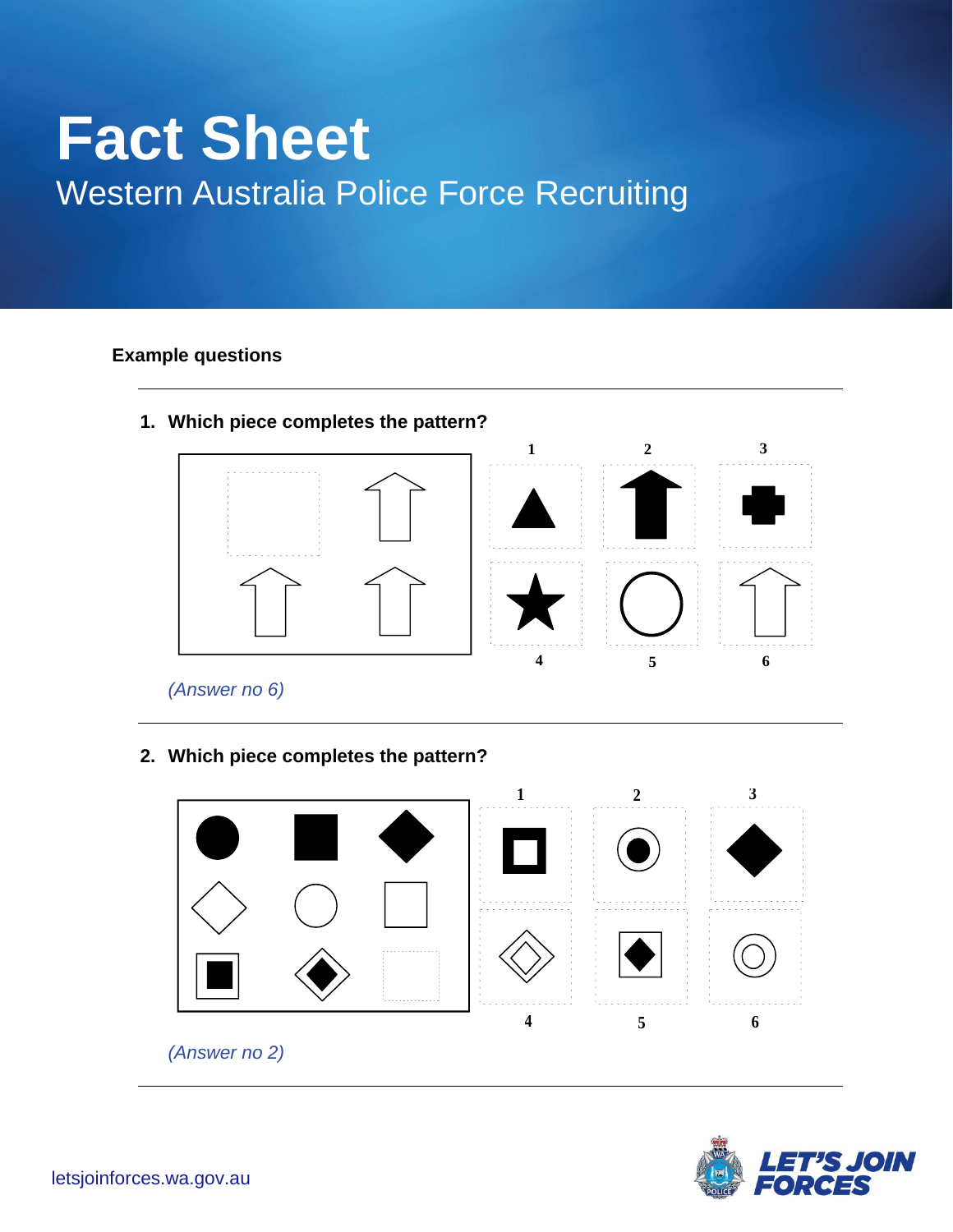# Fact Sheet

Western Australia Police Force Recruiting

**Example questions**

1. **Which piece completes the pattern?**

1
2
3
4
5
6

*(Answer no 6)*

2. **Which piece completes the pattern?**

1
2
3
4
5
6

*(Answer no 2)*

letsjoinforces.wa.gov.au

LET'S JOIN FORCES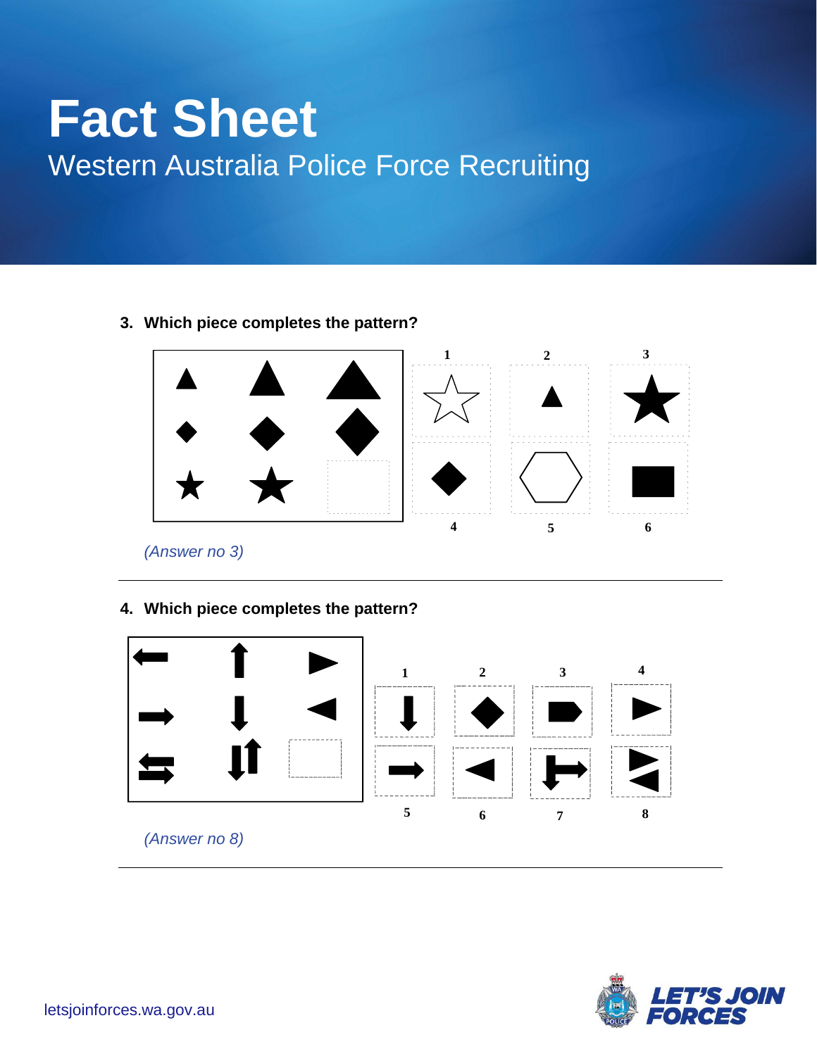# Fact Sheet

## Western Australia Police Force Recruiting

**3. Which piece completes the pattern?**

1
2
3
4
5
6

*(Answer no 3)*

---

**4. Which piece completes the pattern?**

1
2
3
4
5
6
7
8

*(Answer no 8)*

---

letsjoinforces.wa.gov.au

LET'S JOIN FORCES